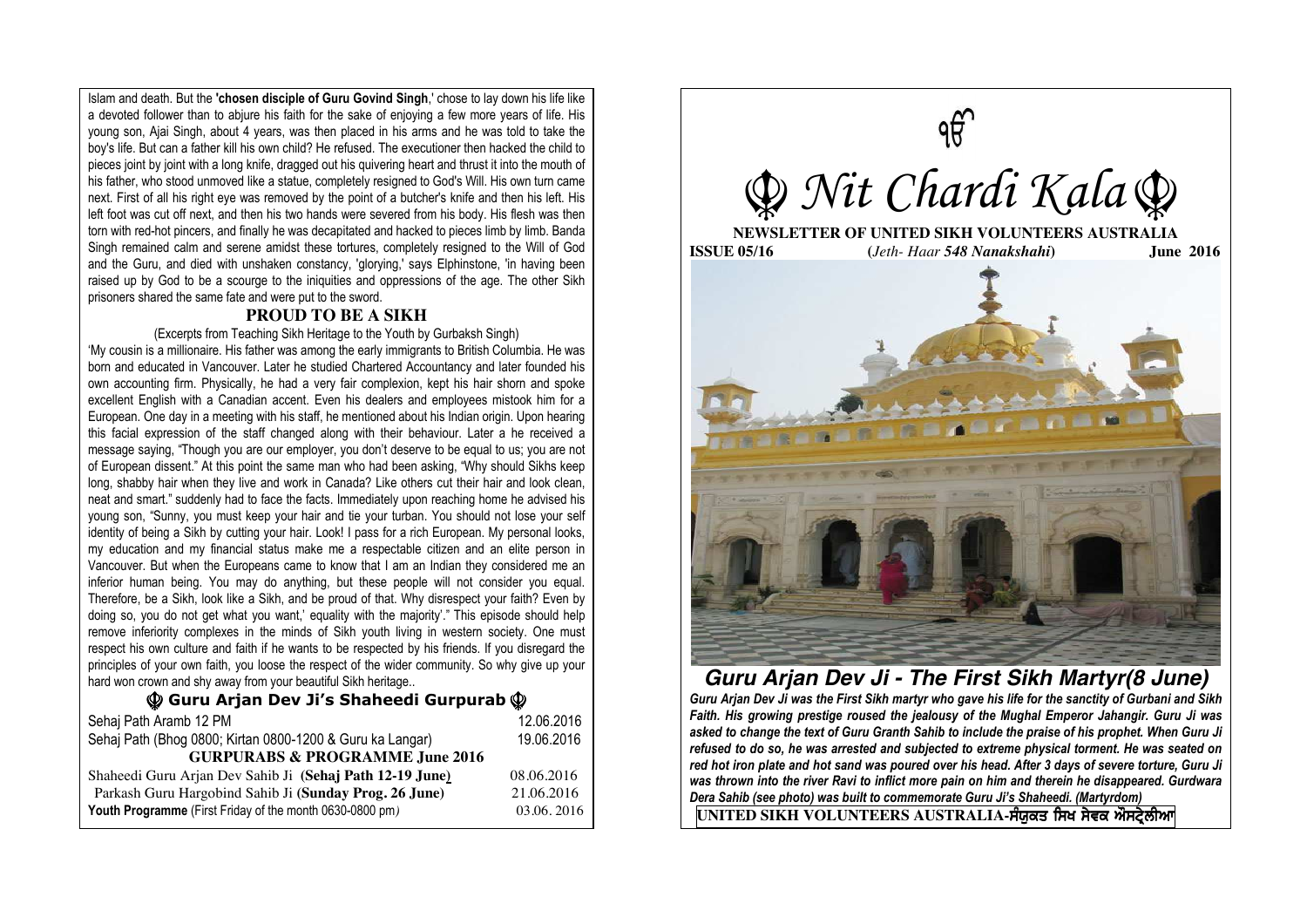Islam and death. But the **'chosen disciple of Guru Govind Singh**,' chose to lay down his life like a devoted follower than to abjure his faith for the sake of enjoying a few more years of life. His young son, Ajai Singh, about 4 years, was then placed in his arms and he was told to take the boy's life. But can a father kill his own child? He refused. The executioner then hacked the child to pieces joint by joint with a long knife, dragged out his quivering heart and thrust it into the mouth of his father, who stood unmoved like a statue, completely resigned to God's Will. His own turn came next. First of all his right eye was removed by the point of a butcher's knife and then his left. His left foot was cut off next, and then his two hands were severed from his body. His flesh was then torn with red-hot pincers, and finally he was decapitated and hacked to pieces limb by limb. Banda Singh remained calm and serene amidst these tortures, completely resigned to the Will of God and the Guru, and died with unshaken constancy, 'glorying,' says Elphinstone, 'in having been raised up by God to be a scourge to the iniquities and oppressions of the age. The other Sikh prisoners shared the same fate and were put to the sword.

## PROUD TO BE A SIKH

(Excerpts from Teaching Sikh Heritage to the Youth by Gurbaksh Singh)

'My cousin is a millionaire. His father was among the early immigrants to British Columbia. He was born and educated in Vancouver. Later he studied Chartered Accountancy and later founded his own accounting firm. Physically, he had a very fair complexion, kept his hair shorn and spoke excellent English with a Canadian accent. Even his dealers and employees mistook him for a European. One day in a meeting with his staff, he mentioned about his Indian origin. Upon hearing this facial expression of the staff changed along with their behaviour. Later a he received a message saying, "Though you are our employer, you don't deserve to be equal to us; you are not of European dissent." At this point the same man who had been asking, "Why should Sikhs keep long, shabby hair when they live and work in Canada? Like others cut their hair and look clean, neat and smart." suddenly had to face the facts. Immediately upon reaching home he advised his young son, "Sunny, you must keep your hair and tie your turban. You should not lose your self identity of being a Sikh by cutting your hair. Look! I pass for a rich European. My personal looks, my education and my financial status make me a respectable citizen and an elite person in Vancouver. But when the Europeans came to know that I am an Indian they considered me an inferior human being. You may do anything, but these people will not consider you equal. Therefore, be a Sikh, look like a Sikh, and be proud of that. Why disrespect your faith? Even by doing so, you do not get what you want,' equality with the majority'." This episode should help remove inferiority complexes in the minds of Sikh youth living in western society. One must respect his own culture and faith if he wants to be respected by his friends. If you disregard the principles of your own faith, you loose the respect of the wider community. So why give up your hard won crown and shy away from your beautiful Sikh heritage..

## ☬ Guru Arjan Dev Ji's Shaheedi Gurpurab ☬

| | |
|---|---|
| Sehaj Path Aramb 12 PM | 12.06.2016 |
| Sehaj Path (Bhog 0800; Kirtan 0800-1200 & Guru ka Langar) | 19.06.2016 |
| **GURPURABS & PROGRAMME June 2016** | |
| Shaheedi Guru Arjan Dev Sahib Ji (**Sehaj Path 12-19 June**) | 08.06.2016 |
| Parkash Guru Hargobind Sahib Ji (**Sunday Prog. 26 June**) | 21.06.2016 |
| **Youth Programme** (First Friday of the month 0630-0800 pm) | 03.06. 2016 |

ੴ

# ☬ *Nit Chardi Kala* ☬

**NEWSLETTER OF UNITED SIKH VOLUNTEERS AUSTRALIA**

**ISSUE 05/16** (*Jeth- Haar **548 Nanakshahi***) **June 2016**

## *Guru Arjan Dev Ji - The First Sikh Martyr(8 June)*

***Guru Arjan Dev Ji was the First Sikh martyr who gave his life for the sanctity of Gurbani and Sikh Faith. His growing prestige roused the jealousy of the Mughal Emperor Jahangir. Guru Ji was asked to change the text of Guru Granth Sahib to include the praise of his prophet. When Guru Ji refused to do so, he was arrested and subjected to extreme physical torment. He was seated on red hot iron plate and hot sand was poured over his head. After 3 days of severe torture, Guru Ji was thrown into the river Ravi to inflict more pain on him and therein he disappeared. Gurdwara Dera Sahib (see photo) was built to commemorate Guru Ji's Shaheedi. (Martyrdom)***

**UNITED SIKH VOLUNTEERS AUSTRALIA-ਸੰਯੁਕਤ ਸਿਖ ਸੇਵਕ ਔਸਟ੍ਰੇਲੀਆ**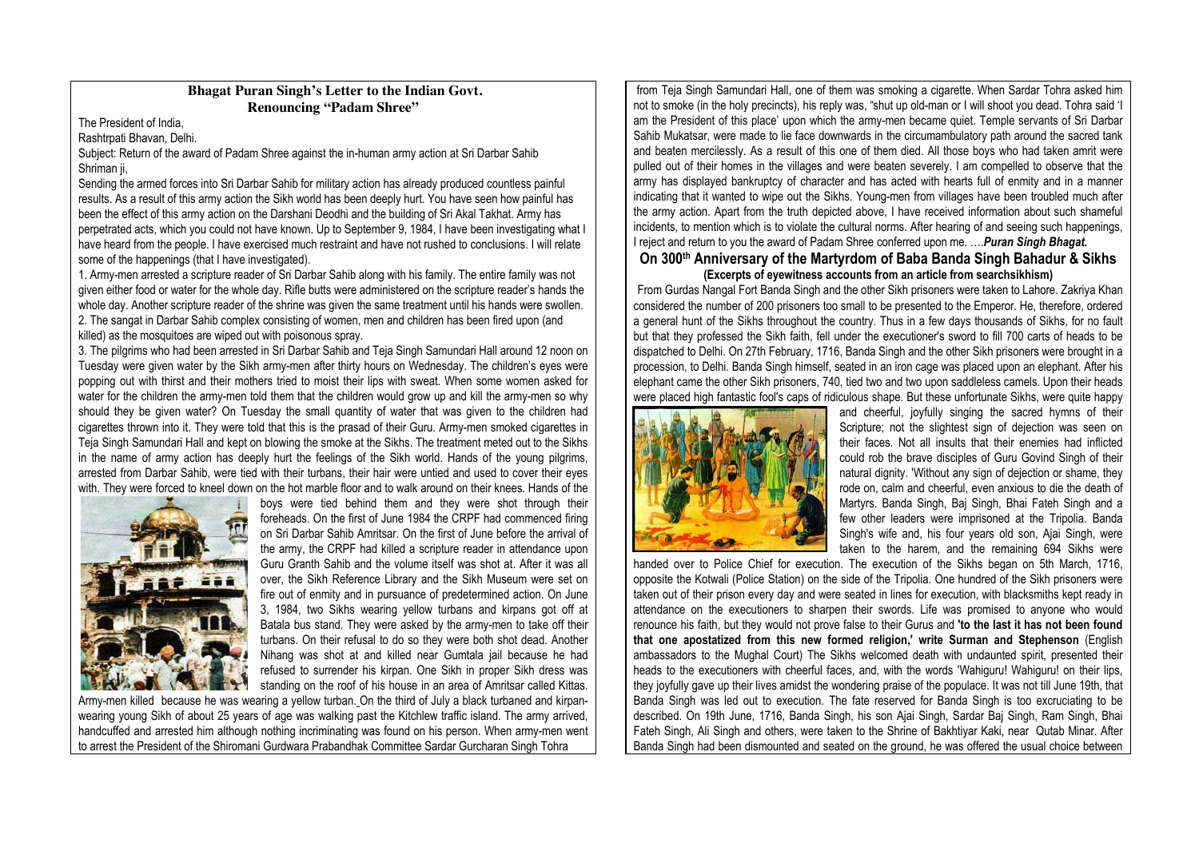## Bhagat Puran Singh's Letter to the Indian Govt. Renouncing "Padam Shree"

The President of India,

Rashtrpati Bhavan, Delhi.

Subject: Return of the award of Padam Shree against the in-human army action at Sri Darbar Sahib

Shriman ji,

Sending the armed forces into Sri Darbar Sahib for military action has already produced countless painful results. As a result of this army action the Sikh world has been deeply hurt. You have seen how painful has been the effect of this army action on the Darshani Deodhi and the building of Sri Akal Takhat. Army has perpetrated acts, which you could not have known. Up to September 9, 1984, I have been investigating what I have heard from the people. I have exercised much restraint and have not rushed to conclusions. I will relate some of the happenings (that I have investigated).

1. Army-men arrested a scripture reader of Sri Darbar Sahib along with his family. The entire family was not given either food or water for the whole day. Rifle butts were administered on the scripture reader's hands the whole day. Another scripture reader of the shrine was given the same treatment until his hands were swollen.

2. The sangat in Darbar Sahib complex consisting of women, men and children has been fired upon (and killed) as the mosquitoes are wiped out with poisonous spray.

3. The pilgrims who had been arrested in Sri Darbar Sahib and Teja Singh Samundari Hall around 12 noon on Tuesday were given water by the Sikh army-men after thirty hours on Wednesday. The children's eyes were popping out with thirst and their mothers tried to moist their lips with sweat. When some women asked for water for the children the army-men told them that the children would grow up and kill the army-men so why should they be given water? On Tuesday the small quantity of water that was given to the children had cigarettes thrown into it. They were told that this is the prasad of their Guru. Army-men smoked cigarettes in Teja Singh Samundari Hall and kept on blowing the smoke at the Sikhs. The treatment meted out to the Sikhs in the name of army action has deeply hurt the feelings of the Sikh world. Hands of the young pilgrims, arrested from Darbar Sahib, were tied with their turbans, their hair were untied and used to cover their eyes with. They were forced to kneel down on the hot marble floor and to walk around on their knees. Hands of the boys were tied behind them and they were shot through their foreheads. On the first of June 1984 the CRPF had commenced firing on Sri Darbar Sahib Amritsar. On the first of June before the arrival of the army, the CRPF had killed a scripture reader in attendance upon Guru Granth Sahib and the volume itself was shot at. After it was all over, the Sikh Reference Library and the Sikh Museum were set on fire out of enmity and in pursuance of predetermined action. On June 3, 1984, two Sikhs wearing yellow turbans and kirpans got off at Batala bus stand. They were asked by the army-men to take off their turbans. On their refusal to do so they were both shot dead. Another Nihang was shot at and killed near Gumtala jail because he had refused to surrender his kirpan. One Sikh in proper Sikh dress was standing on the roof of his house in an area of Amritsar called Kittas. Army-men killed because he was wearing a yellow turban. On the third of July a black turbaned and kirpan-wearing young Sikh of about 25 years of age was walking past the Kitchlew traffic island. The army arrived, handcuffed and arrested him although nothing incriminating was found on his person. When army-men went to arrest the President of the Shiromani Gurdwara Prabandhak Committee Sardar Gurcharan Singh Tohra from Teja Singh Samundari Hall, one of them was smoking a cigarette. When Sardar Tohra asked him not to smoke (in the holy precincts), his reply was, "shut up old-man or I will shoot you dead. Tohra said 'I am the President of this place' upon which the army-men became quiet. Temple servants of Sri Darbar Sahib Mukatsar, were made to lie face downwards in the circumambulatory path around the sacred tank and beaten mercilessly. As a result of this one of them died. All those boys who had taken amrit were pulled out of their homes in the villages and were beaten severely. I am compelled to observe that the army has displayed bankruptcy of character and has acted with hearts full of enmity and in a manner indicating that it wanted to wipe out the Sikhs. Young-men from villages have been troubled much after the army action. Apart from the truth depicted above, I have received information about such shameful incidents, to mention which is to violate the cultural norms. After hearing of and seeing such happenings, I reject and return to you the award of Padam Shree conferred upon me. ….***Puran Singh Bhagat.***

## On 300th Anniversary of the Martyrdom of Baba Banda Singh Bahadur & Sikhs

**(Excerpts of eyewitness accounts from an article from searchsikhism)**

From Gurdas Nangal Fort Banda Singh and the other Sikh prisoners were taken to Lahore. Zakriya Khan considered the number of 200 prisoners too small to be presented to the Emperor. He, therefore, ordered a general hunt of the Sikhs throughout the country. Thus in a few days thousands of Sikhs, for no fault but that they professed the Sikh faith, fell under the executioner's sword to fill 700 carts of heads to be dispatched to Delhi. On 27th February, 1716, Banda Singh and the other Sikh prisoners were brought in a procession, to Delhi. Banda Singh himself, seated in an iron cage was placed upon an elephant. After his elephant came the other Sikh prisoners, 740, tied two and two upon saddleless camels. Upon their heads were placed high fantastic fool's caps of ridiculous shape. But these unfortunate Sikhs, were quite happy and cheerful, joyfully singing the sacred hymns of their Scripture; not the slightest sign of dejection was seen on their faces. Not all insults that their enemies had inflicted could rob the brave disciples of Guru Govind Singh of their natural dignity. 'Without any sign of dejection or shame, they rode on, calm and cheerful, even anxious to die the death of Martyrs. Banda Singh, Baj Singh, Bhai Fateh Singh and a few other leaders were imprisoned at the Tripolia. Banda Singh's wife and, his four years old son, Ajai Singh, were taken to the harem, and the remaining 694 Sikhs were handed over to Police Chief for execution. The execution of the Sikhs began on 5th March, 1716, opposite the Kotwali (Police Station) on the side of the Tripolia. One hundred of the Sikh prisoners were taken out of their prison every day and were seated in lines for execution, with blacksmiths kept ready in attendance on the executioners to sharpen their swords. Life was promised to anyone who would renounce his faith, but they would not prove false to their Gurus and **'to the last it has not been found that one apostatized from this new formed religion,' write Surman and Stephenson** (English ambassadors to the Mughal Court) The Sikhs welcomed death with undaunted spirit, presented their heads to the executioners with cheerful faces, and, with the words 'Wahiguru! Wahiguru! on their lips, they joyfully gave up their lives amidst the wondering praise of the populace. It was not till June 19th, that Banda Singh was led out to execution. The fate reserved for Banda Singh is too excruciating to be described. On 19th June, 1716, Banda Singh, his son Ajai Singh, Sardar Baj Singh, Ram Singh, Bhai Fateh Singh, Ali Singh and others, were taken to the Shrine of Bakhtiyar Kaki, near Qutab Minar. After Banda Singh had been dismounted and seated on the ground, he was offered the usual choice between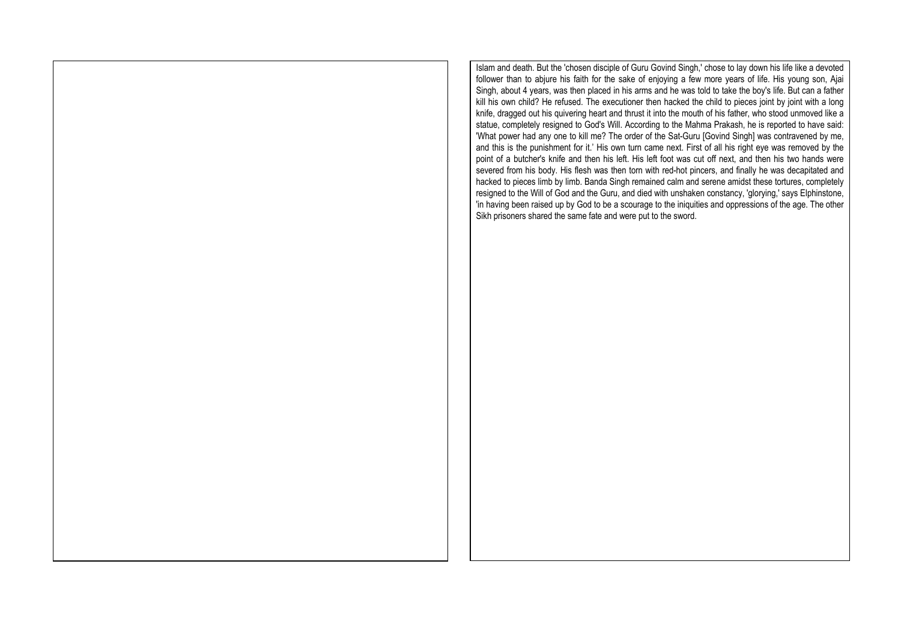Islam and death. But the 'chosen disciple of Guru Govind Singh,' chose to lay down his life like a devoted follower than to abjure his faith for the sake of enjoying a few more years of life. His young son, Ajai Singh, about 4 years, was then placed in his arms and he was told to take the boy's life. But can a father kill his own child? He refused. The executioner then hacked the child to pieces joint by joint with a long knife, dragged out his quivering heart and thrust it into the mouth of his father, who stood unmoved like a statue, completely resigned to God's Will. According to the Mahma Prakash, he is reported to have said: 'What power had any one to kill me? The order of the Sat-Guru [Govind Singh] was contravened by me, and this is the punishment for it.' His own turn came next. First of all his right eye was removed by the point of a butcher's knife and then his left. His left foot was cut off next, and then his two hands were severed from his body. His flesh was then torn with red-hot pincers, and finally he was decapitated and hacked to pieces limb by limb. Banda Singh remained calm and serene amidst these tortures, completely resigned to the Will of God and the Guru, and died with unshaken constancy, 'glorying,' says Elphinstone, 'in having been raised up by God to be a scourage to the iniquities and oppressions of the age. The other Sikh prisoners shared the same fate and were put to the sword.